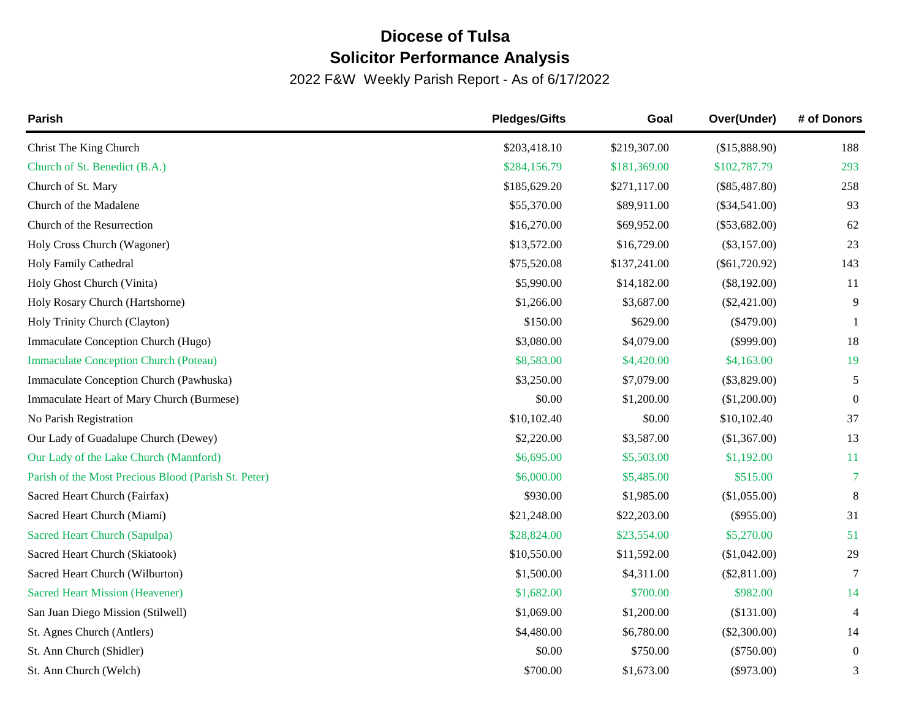# Diocese of Tulsa

## Solicitor Performance Analysis

2022 F&W Weekly Parish Report - As of 6/17/2022

| Parish | Pledges/Gifts | Goal | Over(Under) | # of Donors |
|---|---:|---:|---:|---:|
| Christ The King Church | $203,418.10 | $219,307.00 | ($15,888.90) | 188 |
| Church of St. Benedict (B.A.) | $284,156.79 | $181,369.00 | $102,787.79 | 293 |
| Church of St. Mary | $185,629.20 | $271,117.00 | ($85,487.80) | 258 |
| Church of the Madalene | $55,370.00 | $89,911.00 | ($34,541.00) | 93 |
| Church of the Resurrection | $16,270.00 | $69,952.00 | ($53,682.00) | 62 |
| Holy Cross Church (Wagoner) | $13,572.00 | $16,729.00 | ($3,157.00) | 23 |
| Holy Family Cathedral | $75,520.08 | $137,241.00 | ($61,720.92) | 143 |
| Holy Ghost Church (Vinita) | $5,990.00 | $14,182.00 | ($8,192.00) | 11 |
| Holy Rosary Church (Hartshorne) | $1,266.00 | $3,687.00 | ($2,421.00) | 9 |
| Holy Trinity Church (Clayton) | $150.00 | $629.00 | ($479.00) | 1 |
| Immaculate Conception Church (Hugo) | $3,080.00 | $4,079.00 | ($999.00) | 18 |
| Immaculate Conception Church (Poteau) | $8,583.00 | $4,420.00 | $4,163.00 | 19 |
| Immaculate Conception Church (Pawhuska) | $3,250.00 | $7,079.00 | ($3,829.00) | 5 |
| Immaculate Heart of Mary Church (Burmese) | $0.00 | $1,200.00 | ($1,200.00) | 0 |
| No Parish Registration | $10,102.40 | $0.00 | $10,102.40 | 37 |
| Our Lady of Guadalupe Church (Dewey) | $2,220.00 | $3,587.00 | ($1,367.00) | 13 |
| Our Lady of the Lake Church (Mannford) | $6,695.00 | $5,503.00 | $1,192.00 | 11 |
| Parish of the Most Precious Blood (Parish St. Peter) | $6,000.00 | $5,485.00 | $515.00 | 7 |
| Sacred Heart Church (Fairfax) | $930.00 | $1,985.00 | ($1,055.00) | 8 |
| Sacred Heart Church (Miami) | $21,248.00 | $22,203.00 | ($955.00) | 31 |
| Sacred Heart Church (Sapulpa) | $28,824.00 | $23,554.00 | $5,270.00 | 51 |
| Sacred Heart Church (Skiatook) | $10,550.00 | $11,592.00 | ($1,042.00) | 29 |
| Sacred Heart Church (Wilburton) | $1,500.00 | $4,311.00 | ($2,811.00) | 7 |
| Sacred Heart Mission (Heavener) | $1,682.00 | $700.00 | $982.00 | 14 |
| San Juan Diego Mission (Stilwell) | $1,069.00 | $1,200.00 | ($131.00) | 4 |
| St. Agnes Church (Antlers) | $4,480.00 | $6,780.00 | ($2,300.00) | 14 |
| St. Ann Church (Shidler) | $0.00 | $750.00 | ($750.00) | 0 |
| St. Ann Church (Welch) | $700.00 | $1,673.00 | ($973.00) | 3 |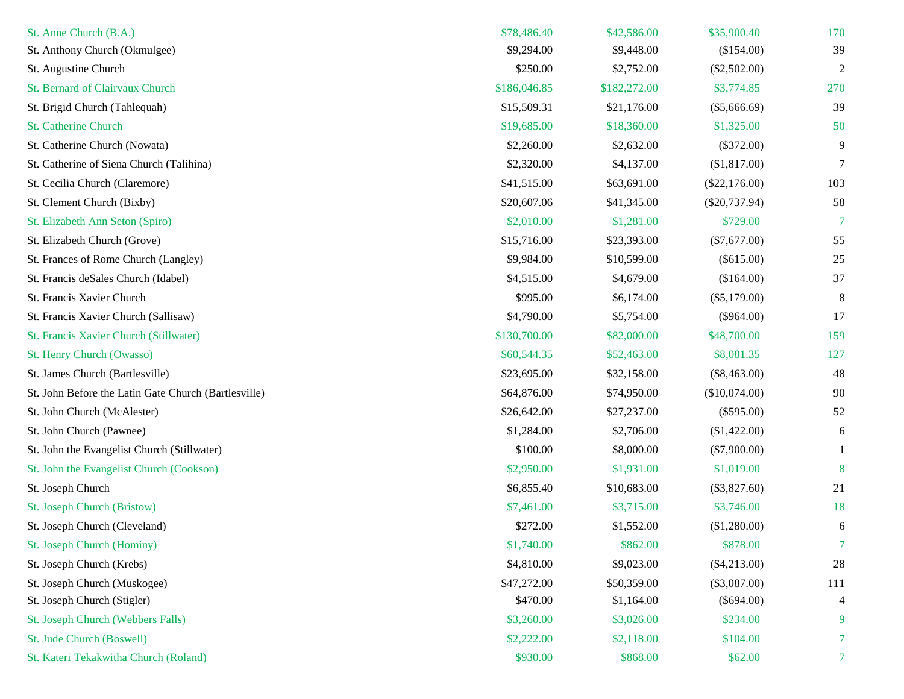| | | | | |
|---|---|---|---|---|
| St. Anne Church (B.A.) | $78,486.40 | $42,586.00 | $35,900.40 | 170 |
| St. Anthony Church (Okmulgee) | $9,294.00 | $9,448.00 | ($154.00) | 39 |
| St. Augustine Church | $250.00 | $2,752.00 | ($2,502.00) | 2 |
| St. Bernard of Clairvaux Church | $186,046.85 | $182,272.00 | $3,774.85 | 270 |
| St. Brigid Church (Tahlequah) | $15,509.31 | $21,176.00 | ($5,666.69) | 39 |
| St. Catherine Church | $19,685.00 | $18,360.00 | $1,325.00 | 50 |
| St. Catherine Church (Nowata) | $2,260.00 | $2,632.00 | ($372.00) | 9 |
| St. Catherine of Siena Church (Talihina) | $2,320.00 | $4,137.00 | ($1,817.00) | 7 |
| St. Cecilia Church (Claremore) | $41,515.00 | $63,691.00 | ($22,176.00) | 103 |
| St. Clement Church (Bixby) | $20,607.06 | $41,345.00 | ($20,737.94) | 58 |
| St. Elizabeth Ann Seton (Spiro) | $2,010.00 | $1,281.00 | $729.00 | 7 |
| St. Elizabeth Church (Grove) | $15,716.00 | $23,393.00 | ($7,677.00) | 55 |
| St. Frances of Rome Church (Langley) | $9,984.00 | $10,599.00 | ($615.00) | 25 |
| St. Francis deSales Church (Idabel) | $4,515.00 | $4,679.00 | ($164.00) | 37 |
| St. Francis Xavier Church | $995.00 | $6,174.00 | ($5,179.00) | 8 |
| St. Francis Xavier Church (Sallisaw) | $4,790.00 | $5,754.00 | ($964.00) | 17 |
| St. Francis Xavier Church (Stillwater) | $130,700.00 | $82,000.00 | $48,700.00 | 159 |
| St. Henry Church (Owasso) | $60,544.35 | $52,463.00 | $8,081.35 | 127 |
| St. James Church (Bartlesville) | $23,695.00 | $32,158.00 | ($8,463.00) | 48 |
| St. John Before the Latin Gate Church (Bartlesville) | $64,876.00 | $74,950.00 | ($10,074.00) | 90 |
| St. John Church (McAlester) | $26,642.00 | $27,237.00 | ($595.00) | 52 |
| St. John Church (Pawnee) | $1,284.00 | $2,706.00 | ($1,422.00) | 6 |
| St. John the Evangelist Church (Stillwater) | $100.00 | $8,000.00 | ($7,900.00) | 1 |
| St. John the Evangelist Church (Cookson) | $2,950.00 | $1,931.00 | $1,019.00 | 8 |
| St. Joseph Church | $6,855.40 | $10,683.00 | ($3,827.60) | 21 |
| St. Joseph Church (Bristow) | $7,461.00 | $3,715.00 | $3,746.00 | 18 |
| St. Joseph Church (Cleveland) | $272.00 | $1,552.00 | ($1,280.00) | 6 |
| St. Joseph Church (Hominy) | $1,740.00 | $862.00 | $878.00 | 7 |
| St. Joseph Church (Krebs) | $4,810.00 | $9,023.00 | ($4,213.00) | 28 |
| St. Joseph Church (Muskogee) | $47,272.00 | $50,359.00 | ($3,087.00) | 111 |
| St. Joseph Church (Stigler) | $470.00 | $1,164.00 | ($694.00) | 4 |
| St. Joseph Church (Webbers Falls) | $3,260.00 | $3,026.00 | $234.00 | 9 |
| St. Jude Church (Boswell) | $2,222.00 | $2,118.00 | $104.00 | 7 |
| St. Kateri Tekakwitha Church (Roland) | $930.00 | $868.00 | $62.00 | 7 |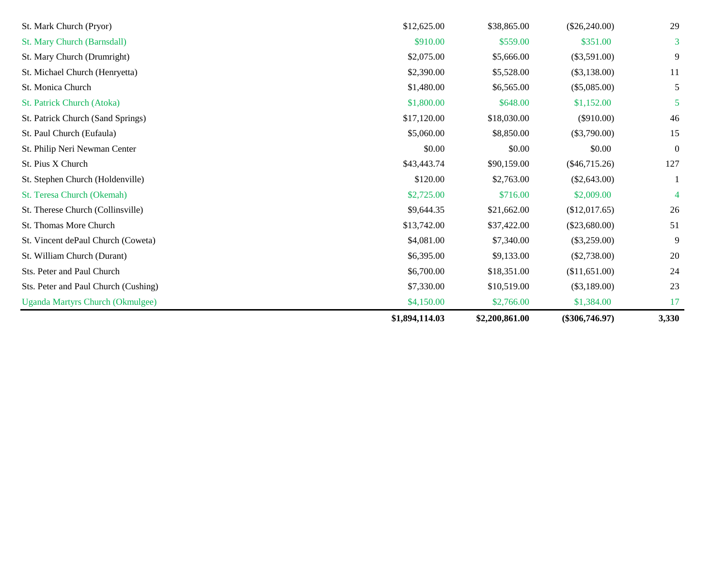| | | | | |
|---|---|---|---|---|
| St. Mark Church (Pryor) | $12,625.00 | $38,865.00 | ($26,240.00) | 29 |
| St. Mary Church (Barnsdall) | $910.00 | $559.00 | $351.00 | 3 |
| St. Mary Church (Drumright) | $2,075.00 | $5,666.00 | ($3,591.00) | 9 |
| St. Michael Church (Henryetta) | $2,390.00 | $5,528.00 | ($3,138.00) | 11 |
| St. Monica Church | $1,480.00 | $6,565.00 | ($5,085.00) | 5 |
| St. Patrick Church (Atoka) | $1,800.00 | $648.00 | $1,152.00 | 5 |
| St. Patrick Church (Sand Springs) | $17,120.00 | $18,030.00 | ($910.00) | 46 |
| St. Paul Church (Eufaula) | $5,060.00 | $8,850.00 | ($3,790.00) | 15 |
| St. Philip Neri Newman Center | $0.00 | $0.00 | $0.00 | 0 |
| St. Pius X Church | $43,443.74 | $90,159.00 | ($46,715.26) | 127 |
| St. Stephen Church (Holdenville) | $120.00 | $2,763.00 | ($2,643.00) | 1 |
| St. Teresa Church (Okemah) | $2,725.00 | $716.00 | $2,009.00 | 4 |
| St. Therese Church (Collinsville) | $9,644.35 | $21,662.00 | ($12,017.65) | 26 |
| St. Thomas More Church | $13,742.00 | $37,422.00 | ($23,680.00) | 51 |
| St. Vincent dePaul Church (Coweta) | $4,081.00 | $7,340.00 | ($3,259.00) | 9 |
| St. William Church (Durant) | $6,395.00 | $9,133.00 | ($2,738.00) | 20 |
| Sts. Peter and Paul Church | $6,700.00 | $18,351.00 | ($11,651.00) | 24 |
| Sts. Peter and Paul Church (Cushing) | $7,330.00 | $10,519.00 | ($3,189.00) | 23 |
| Uganda Martyrs Church (Okmulgee) | $4,150.00 | $2,766.00 | $1,384.00 | 17 |
| | **$1,894,114.03** | **$2,200,861.00** | **($306,746.97)** | **3,330** |